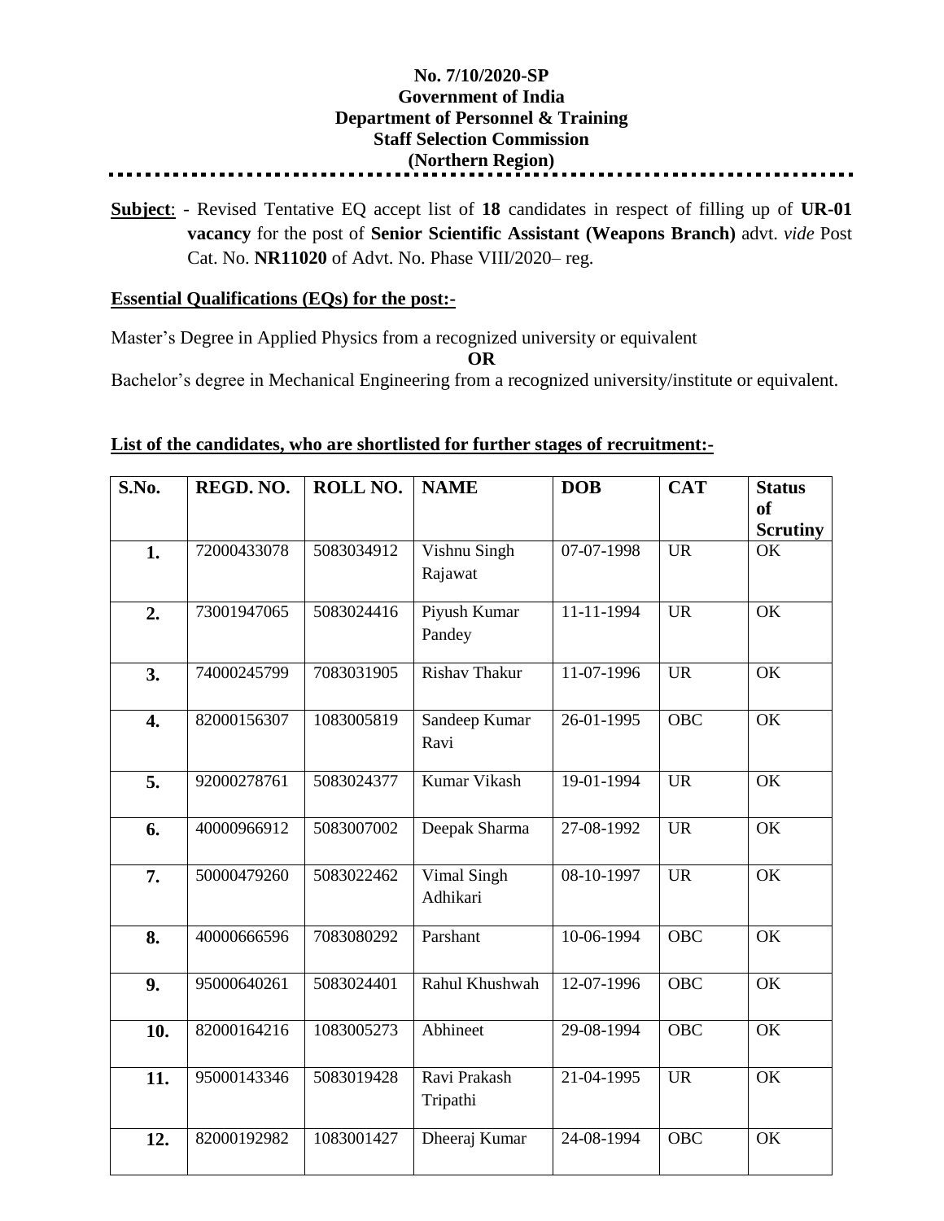**No. 7/10/2020-SP**
**Government of India**
**Department of Personnel & Training**
**Staff Selection Commission**
**(Northern Region)**

---

**Subject**: - Revised Tentative EQ accept list of **18** candidates in respect of filling up of **UR-01 vacancy** for the post of **Senior Scientific Assistant (Weapons Branch)** advt. *vide* Post Cat. No. **NR11020** of Advt. No. Phase VIII/2020– reg.

**Essential Qualifications (EQs) for the post:-**

Master's Degree in Applied Physics from a recognized university or equivalent

**OR**

Bachelor's degree in Mechanical Engineering from a recognized university/institute or equivalent.

**List of the candidates, who are shortlisted for further stages of recruitment:-**

| S.No. | REGD. NO. | ROLL NO. | NAME | DOB | CAT | Status of Scrutiny |
|---|---|---|---|---|---|---|
| 1. | 72000433078 | 5083034912 | Vishnu Singh Rajawat | 07-07-1998 | UR | OK |
| 2. | 73001947065 | 5083024416 | Piyush Kumar Pandey | 11-11-1994 | UR | OK |
| 3. | 74000245799 | 7083031905 | Rishav Thakur | 11-07-1996 | UR | OK |
| 4. | 82000156307 | 1083005819 | Sandeep Kumar Ravi | 26-01-1995 | OBC | OK |
| 5. | 92000278761 | 5083024377 | Kumar Vikash | 19-01-1994 | UR | OK |
| 6. | 40000966912 | 5083007002 | Deepak Sharma | 27-08-1992 | UR | OK |
| 7. | 50000479260 | 5083022462 | Vimal Singh Adhikari | 08-10-1997 | UR | OK |
| 8. | 40000666596 | 7083080292 | Parshant | 10-06-1994 | OBC | OK |
| 9. | 95000640261 | 5083024401 | Rahul Khushwah | 12-07-1996 | OBC | OK |
| 10. | 82000164216 | 1083005273 | Abhineet | 29-08-1994 | OBC | OK |
| 11. | 95000143346 | 5083019428 | Ravi Prakash Tripathi | 21-04-1995 | UR | OK |
| 12. | 82000192982 | 1083001427 | Dheeraj Kumar | 24-08-1994 | OBC | OK |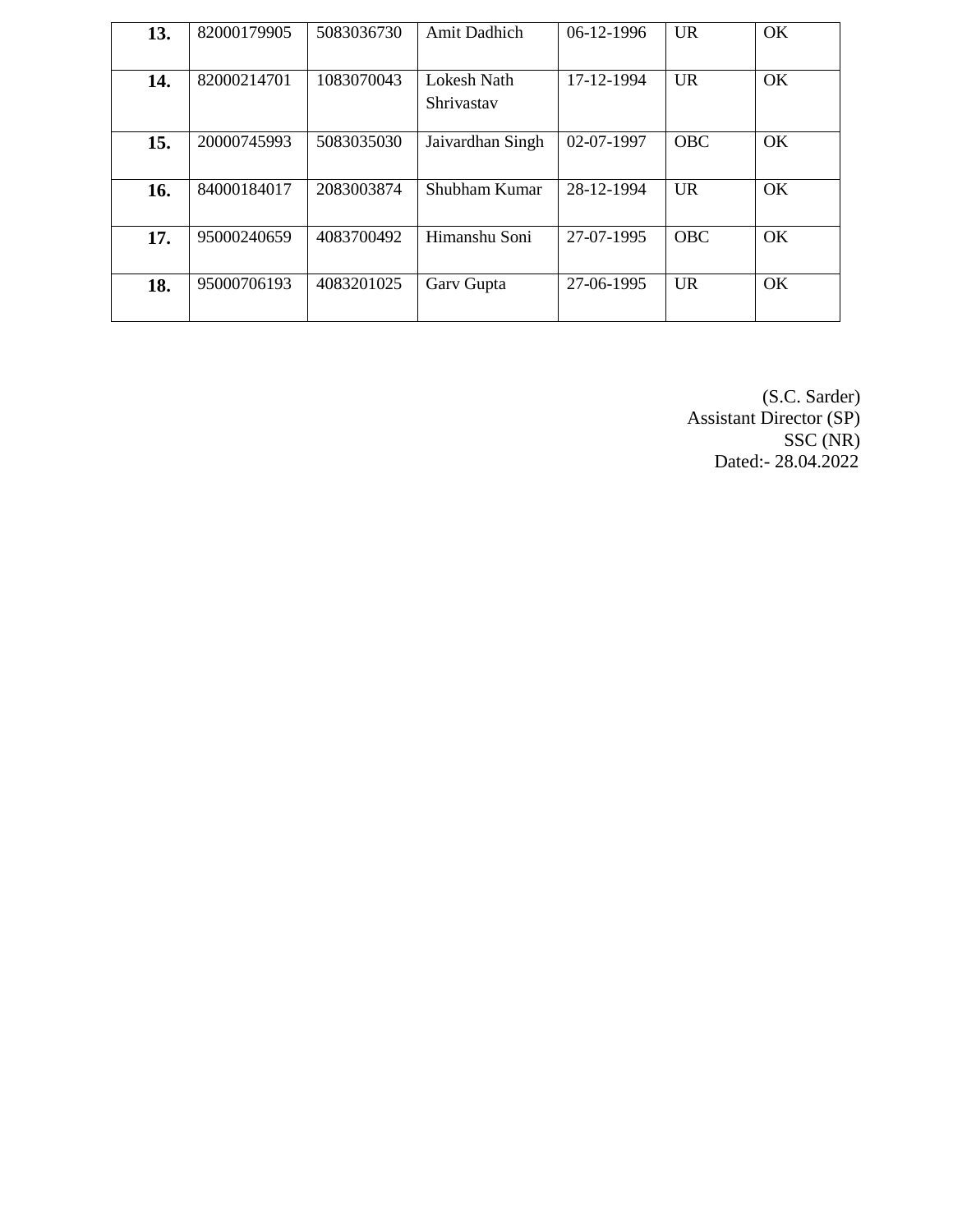| | | | | | | |
|---|---|---|---|---|---|---|
| **13.** | 82000179905 | 5083036730 | Amit Dadhich | 06-12-1996 | UR | OK |
| **14.** | 82000214701 | 1083070043 | Lokesh Nath Shrivastav | 17-12-1994 | UR | OK |
| **15.** | 20000745993 | 5083035030 | Jaivardhan Singh | 02-07-1997 | OBC | OK |
| **16.** | 84000184017 | 2083003874 | Shubham Kumar | 28-12-1994 | UR | OK |
| **17.** | 95000240659 | 4083700492 | Himanshu Soni | 27-07-1995 | OBC | OK |
| **18.** | 95000706193 | 4083201025 | Garv Gupta | 27-06-1995 | UR | OK |

(S.C. Sarder)
Assistant Director (SP)
SSC (NR)
Dated:- 28.04.2022